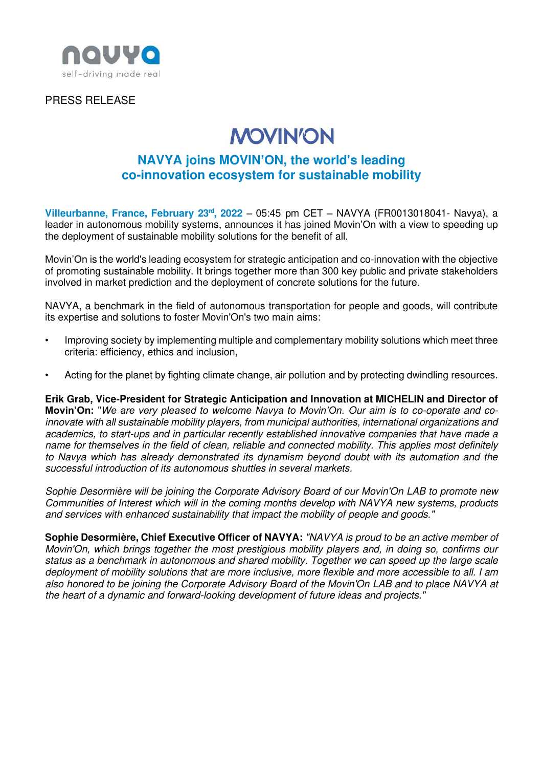navya
self-driving made real

PRESS RELEASE

MOVIN'ON

## NAVYA joins MOVIN'ON, the world's leading co-innovation ecosystem for sustainable mobility

**Villeurbanne, France, February 23rd, 2022** – 05:45 pm CET – NAVYA (FR0013018041- Navya), a leader in autonomous mobility systems, announces it has joined Movin'On with a view to speeding up the deployment of sustainable mobility solutions for the benefit of all.

Movin'On is the world's leading ecosystem for strategic anticipation and co-innovation with the objective of promoting sustainable mobility. It brings together more than 300 key public and private stakeholders involved in market prediction and the deployment of concrete solutions for the future.

NAVYA, a benchmark in the field of autonomous transportation for people and goods, will contribute its expertise and solutions to foster Movin'On's two main aims:

- Improving society by implementing multiple and complementary mobility solutions which meet three criteria: efficiency, ethics and inclusion,
- Acting for the planet by fighting climate change, air pollution and by protecting dwindling resources.

**Erik Grab, Vice-President for Strategic Anticipation and Innovation at MICHELIN and Director of Movin'On:** "*We are very pleased to welcome Navya to Movin'On. Our aim is to co-operate and co-innovate with all sustainable mobility players, from municipal authorities, international organizations and academics, to start-ups and in particular recently established innovative companies that have made a name for themselves in the field of clean, reliable and connected mobility. This applies most definitely to Navya which has already demonstrated its dynamism beyond doubt with its automation and the successful introduction of its autonomous shuttles in several markets.*

*Sophie Desormière will be joining the Corporate Advisory Board of our Movin'On LAB to promote new Communities of Interest which will in the coming months develop with NAVYA new systems, products and services with enhanced sustainability that impact the mobility of people and goods."*

**Sophie Desormière, Chief Executive Officer of NAVYA:** *"NAVYA is proud to be an active member of Movin'On, which brings together the most prestigious mobility players and, in doing so, confirms our status as a benchmark in autonomous and shared mobility. Together we can speed up the large scale deployment of mobility solutions that are more inclusive, more flexible and more accessible to all. I am also honored to be joining the Corporate Advisory Board of the Movin'On LAB and to place NAVYA at the heart of a dynamic and forward-looking development of future ideas and projects."*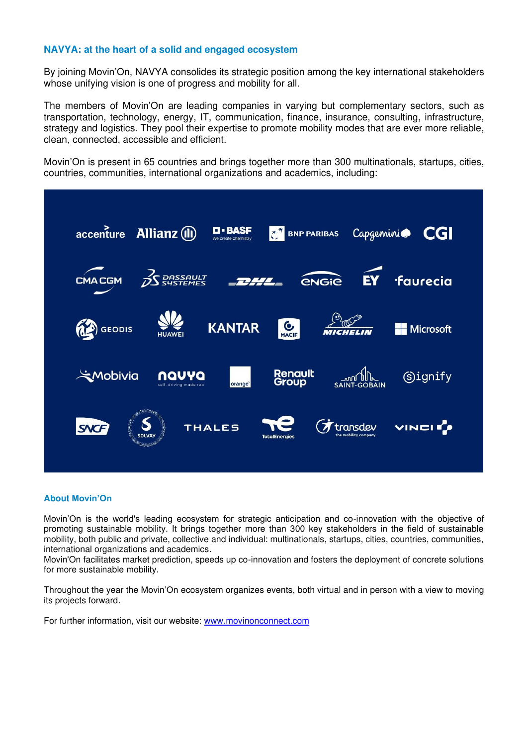## NAVYA: at the heart of a solid and engaged ecosystem

By joining Movin'On, NAVYA consolidates its strategic position among the key international stakeholders whose unifying vision is one of progress and mobility for all.

The members of Movin'On are leading companies in varying but complementary sectors, such as transportation, technology, energy, IT, communication, finance, insurance, consulting, infrastructure, strategy and logistics. They pool their expertise to promote mobility modes that are ever more reliable, clean, connected, accessible and efficient.

Movin'On is present in 65 countries and brings together more than 300 multinationals, startups, cities, countries, communities, international organizations and academics, including:

accenture
Allianz
BASF We create chemistry
BNP PARIBAS
Capgemini
CGI
CMA CGM
DASSAULT SYSTEMES
DHL
ENGIE
EY
faurecia
GEODIS
HUAWEI
KANTAR
MACIF
MICHELIN
Microsoft
Mobivia
navya self-driving made real
orange
Renault Group
SAINT-GOBAIN
Signify
SNCF
SOLVAY
THALES
TotalEnergies
transdev the mobility company
VINCI

## About Movin'On

Movin'On is the world's leading ecosystem for strategic anticipation and co-innovation with the objective of promoting sustainable mobility. It brings together more than 300 key stakeholders in the field of sustainable mobility, both public and private, collective and individual: multinationals, startups, cities, countries, communities, international organizations and academics.
Movin'On facilitates market prediction, speeds up co-innovation and fosters the deployment of concrete solutions for more sustainable mobility.

Throughout the year the Movin'On ecosystem organizes events, both virtual and in person with a view to moving its projects forward.

For further information, visit our website: [www.movinonconnect.com](http://www.movinonconnect.com)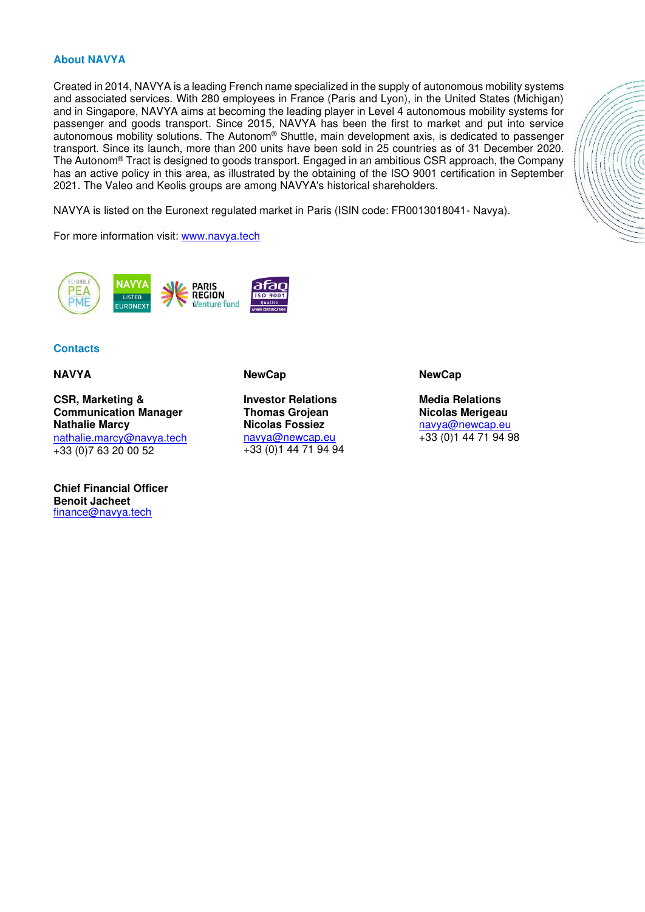## About NAVYA

Created in 2014, NAVYA is a leading French name specialized in the supply of autonomous mobility systems and associated services. With 280 employees in France (Paris and Lyon), in the United States (Michigan) and in Singapore, NAVYA aims at becoming the leading player in Level 4 autonomous mobility systems for passenger and goods transport. Since 2015, NAVYA has been the first to market and put into service autonomous mobility solutions. The Autonom® Shuttle, main development axis, is dedicated to passenger transport. Since its launch, more than 200 units have been sold in 25 countries as of 31 December 2020. The Autonom® Tract is designed to goods transport. Engaged in an ambitious CSR approach, the Company has an active policy in this area, as illustrated by the obtaining of the ISO 9001 certification in September 2021. The Valeo and Keolis groups are among NAVYA's historical shareholders.

NAVYA is listed on the Euronext regulated market in Paris (ISIN code: FR0013018041- Navya).

For more information visit: [www.navya.tech](http://www.navya.tech)

## Contacts

**NAVYA**

**CSR, Marketing & Communication Manager**
**Nathalie Marcy**
nathalie.marcy@navya.tech
+33 (0)7 63 20 00 52

**Chief Financial Officer**
**Benoit Jacheet**
finance@navya.tech

**NewCap**

**Investor Relations**
**Thomas Grojean**
**Nicolas Fossiez**
navya@newcap.eu
+33 (0)1 44 71 94 94

**NewCap**

**Media Relations**
**Nicolas Merigeau**
navya@newcap.eu
+33 (0)1 44 71 94 98